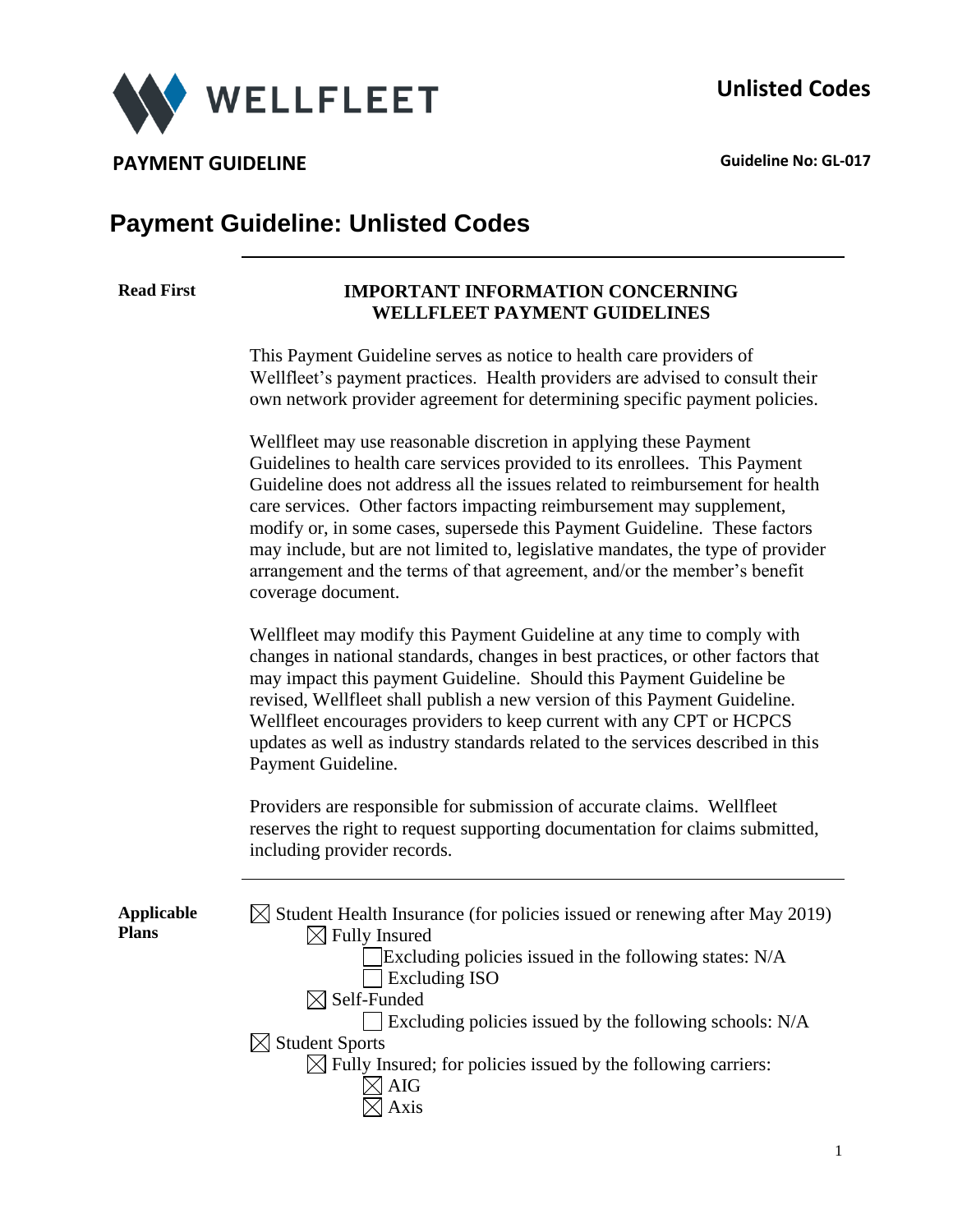**WELLFLEET**

**Unlisted Codes**

**PAYMENT GUIDELINE**

**Guideline No: GL-017**

# Payment Guideline: Unlisted Codes

**Read First**

**IMPORTANT INFORMATION CONCERNING WELLFLEET PAYMENT GUIDELINES**

This Payment Guideline serves as notice to health care providers of Wellfleet's payment practices. Health providers are advised to consult their own network provider agreement for determining specific payment policies.

Wellfleet may use reasonable discretion in applying these Payment Guidelines to health care services provided to its enrollees. This Payment Guideline does not address all the issues related to reimbursement for health care services. Other factors impacting reimbursement may supplement, modify or, in some cases, supersede this Payment Guideline. These factors may include, but are not limited to, legislative mandates, the type of provider arrangement and the terms of that agreement, and/or the member's benefit coverage document.

Wellfleet may modify this Payment Guideline at any time to comply with changes in national standards, changes in best practices, or other factors that may impact this payment Guideline. Should this Payment Guideline be revised, Wellfleet shall publish a new version of this Payment Guideline. Wellfleet encourages providers to keep current with any CPT or HCPCS updates as well as industry standards related to the services described in this Payment Guideline.

Providers are responsible for submission of accurate claims. Wellfleet reserves the right to request supporting documentation for claims submitted, including provider records.

---

**Applicable Plans**

- ☒ Student Health Insurance (for policies issued or renewing after May 2019)
  - ☒ Fully Insured
    - ☐ Excluding policies issued in the following states: N/A
    - ☐ Excluding ISO
  - ☒ Self-Funded
    - ☐ Excluding policies issued by the following schools: N/A
- ☒ Student Sports
  - ☒ Fully Insured; for policies issued by the following carriers:
    - ☒ AIG
    - ☒ Axis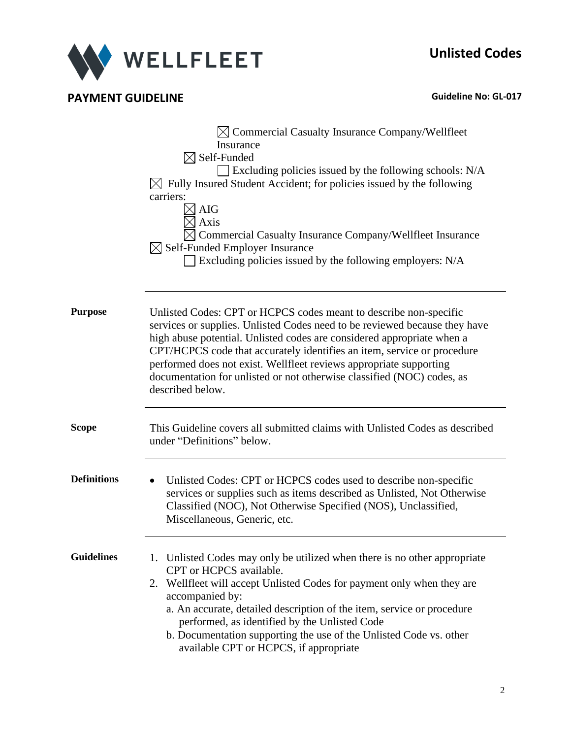☒ Commercial Casualty Insurance Company/Wellfleet Insurance

☒ Self-Funded

☐ Excluding policies issued by the following schools: N/A

☒ Fully Insured Student Accident; for policies issued by the following carriers:

☒ AIG

☒ Axis

☒ Commercial Casualty Insurance Company/Wellfleet Insurance

☒ Self-Funded Employer Insurance

☐ Excluding policies issued by the following employers: N/A

---

**Purpose**

Unlisted Codes: CPT or HCPCS codes meant to describe non-specific services or supplies. Unlisted Codes need to be reviewed because they have high abuse potential. Unlisted codes are considered appropriate when a CPT/HCPCS code that accurately identifies an item, service or procedure performed does not exist. Wellfleet reviews appropriate supporting documentation for unlisted or not otherwise classified (NOC) codes, as described below.

---

**Scope**

This Guideline covers all submitted claims with Unlisted Codes as described under "Definitions" below.

---

**Definitions**

- Unlisted Codes: CPT or HCPCS codes used to describe non-specific services or supplies such as items described as Unlisted, Not Otherwise Classified (NOC), Not Otherwise Specified (NOS), Unclassified, Miscellaneous, Generic, etc.

---

**Guidelines**

1. Unlisted Codes may only be utilized when there is no other appropriate CPT or HCPCS available.
2. Wellfleet will accept Unlisted Codes for payment only when they are accompanied by:
   a. An accurate, detailed description of the item, service or procedure performed, as identified by the Unlisted Code
   b. Documentation supporting the use of the Unlisted Code vs. other available CPT or HCPCS, if appropriate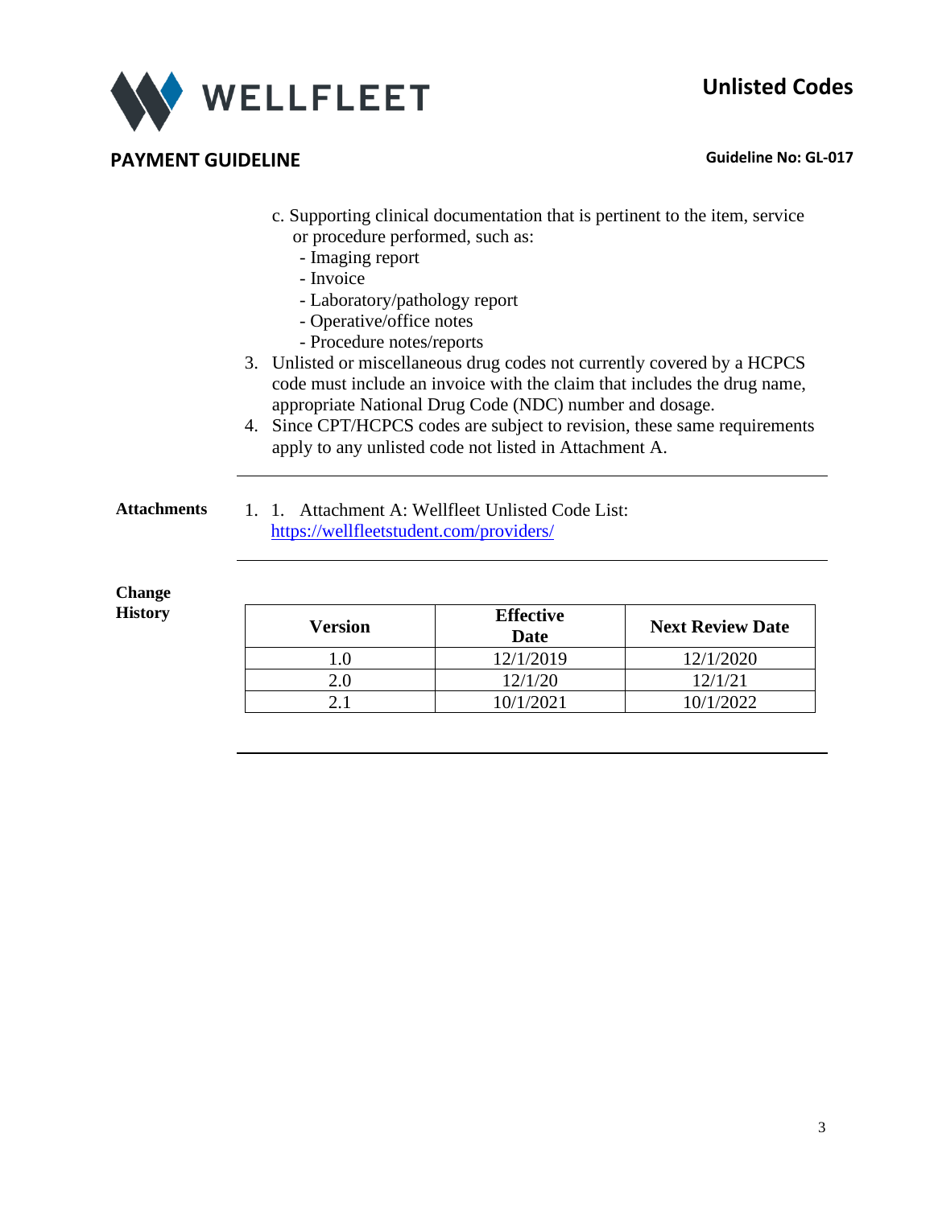c. Supporting clinical documentation that is pertinent to the item, service or procedure performed, such as:
   - Imaging report
   - Invoice
   - Laboratory/pathology report
   - Operative/office notes
   - Procedure notes/reports

3. Unlisted or miscellaneous drug codes not currently covered by a HCPCS code must include an invoice with the claim that includes the drug name, appropriate National Drug Code (NDC) number and dosage.
4. Since CPT/HCPCS codes are subject to revision, these same requirements apply to any unlisted code not listed in Attachment A.

---

**Attachments**

1. 1. Attachment A: Wellfleet Unlisted Code List: https://wellfleetstudent.com/providers/

---

**Change History**

| Version | Effective Date | Next Review Date |
|---|---|---|
| 1.0 | 12/1/2019 | 12/1/2020 |
| 2.0 | 12/1/20 | 12/1/21 |
| 2.1 | 10/1/2021 | 10/1/2022 |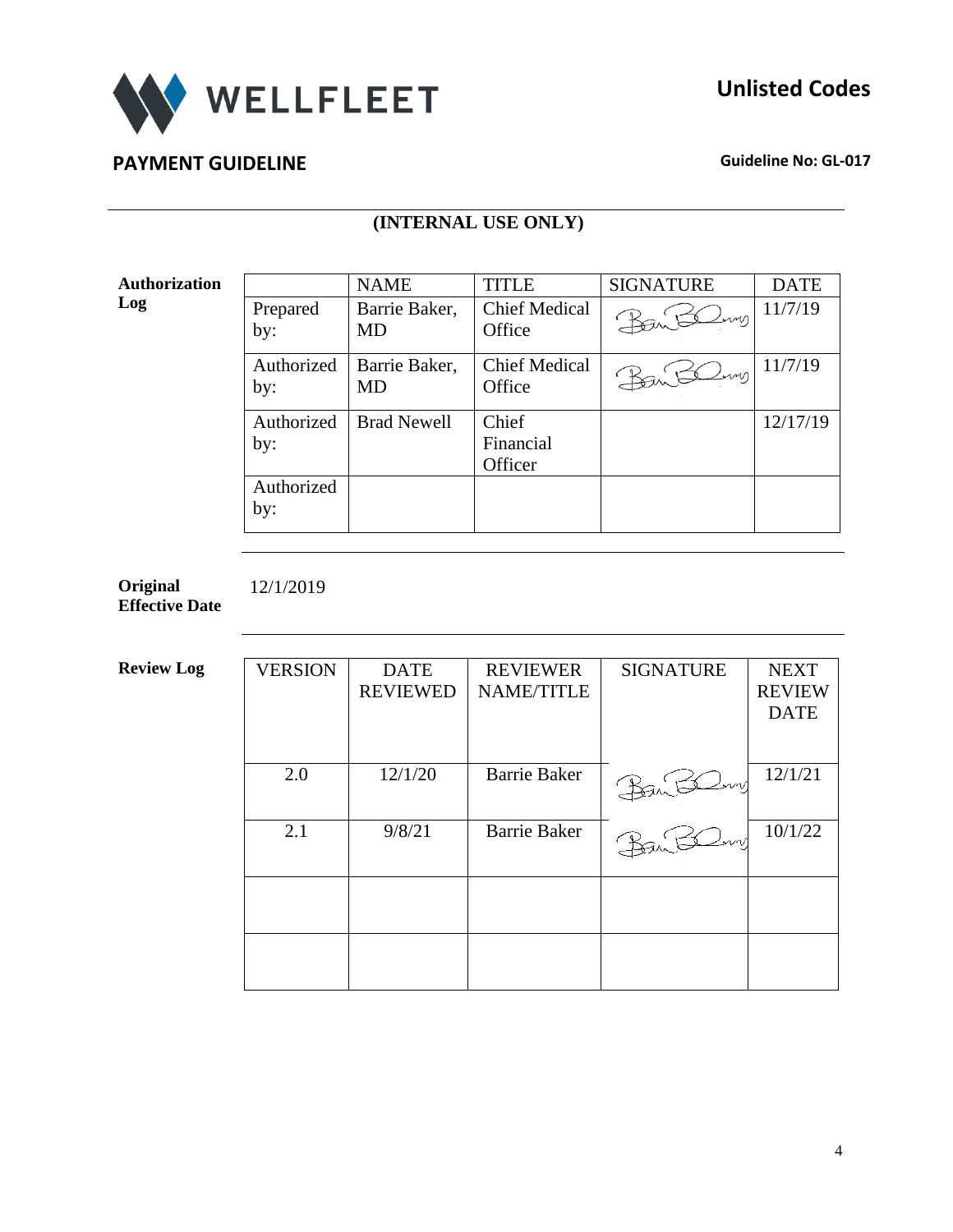**WELLFLEET**

# Unlisted Codes

## PAYMENT GUIDELINE

**Guideline No: GL-017**

**(INTERNAL USE ONLY)**

**Authorization Log**

| | NAME | TITLE | SIGNATURE | DATE |
|---|---|---|---|---|
| Prepared by: | Barrie Baker, MD | Chief Medical Office | Barrie Baker | 11/7/19 |
| Authorized by: | Barrie Baker, MD | Chief Medical Office | Barrie Baker | 11/7/19 |
| Authorized by: | Brad Newell | Chief Financial Officer | | 12/17/19 |
| Authorized by: | | | | |

**Original Effective Date** 12/1/2019

**Review Log**

| VERSION | DATE REVIEWED | REVIEWER NAME/TITLE | SIGNATURE | NEXT REVIEW DATE |
|---|---|---|---|---|
| 2.0 | 12/1/20 | Barrie Baker | Barrie Baker | 12/1/21 |
| 2.1 | 9/8/21 | Barrie Baker | Barrie Baker | 10/1/22 |
| | | | | |
| | | | | |